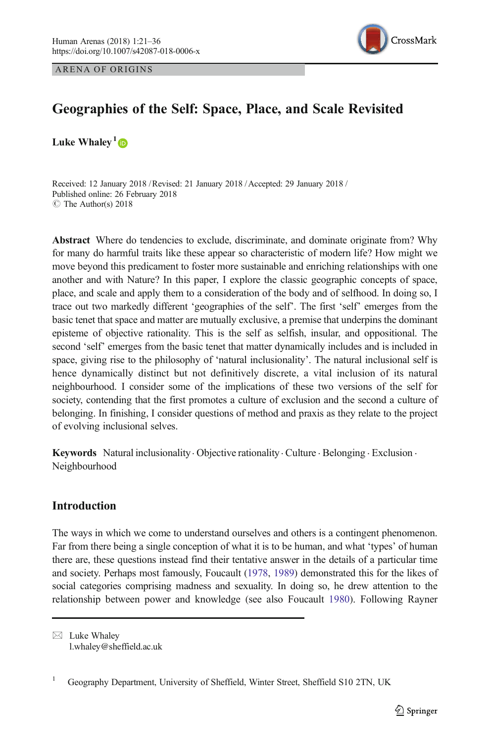ARENA OF ORIGINS

# Geographies of the Self: Space, Place, and Scale Revisited

**Luke Whaley** [1]

Received: 12 January 2018 / Revised: 21 January 2018 / Accepted: 29 January 2018 / Published online: 26 February 2018
© The Author(s) 2018

**Abstract** Where do tendencies to exclude, discriminate, and dominate originate from? Why for many do harmful traits like these appear so characteristic of modern life? How might we move beyond this predicament to foster more sustainable and enriching relationships with one another and with Nature? In this paper, I explore the classic geographic concepts of space, place, and scale and apply them to a consideration of the body and of selfhood. In doing so, I trace out two markedly different 'geographies of the self'. The first 'self' emerges from the basic tenet that space and matter are mutually exclusive, a premise that underpins the dominant episteme of objective rationality. This is the self as selfish, insular, and oppositional. The second 'self' emerges from the basic tenet that matter dynamically includes and is included in space, giving rise to the philosophy of 'natural inclusionality'. The natural inclusional self is hence dynamically distinct but not definitively discrete, a vital inclusion of its natural neighbourhood. I consider some of the implications of these two versions of the self for society, contending that the first promotes a culture of exclusion and the second a culture of belonging. In finishing, I consider questions of method and praxis as they relate to the project of evolving inclusional selves.

**Keywords** Natural inclusionality · Objective rationality · Culture · Belonging · Exclusion · Neighbourhood

## Introduction

The ways in which we come to understand ourselves and others is a contingent phenomenon. Far from there being a single conception of what it is to be human, and what 'types' of human there are, these questions instead find their tentative answer in the details of a particular time and society. Perhaps most famously, Foucault (1978, 1989) demonstrated this for the likes of social categories comprising madness and sexuality. In doing so, he drew attention to the relationship between power and knowledge (see also Foucault 1980). Following Rayner

✉ Luke Whaley
l.whaley@sheffield.ac.uk

[1] Geography Department, University of Sheffield, Winter Street, Sheffield S10 2TN, UK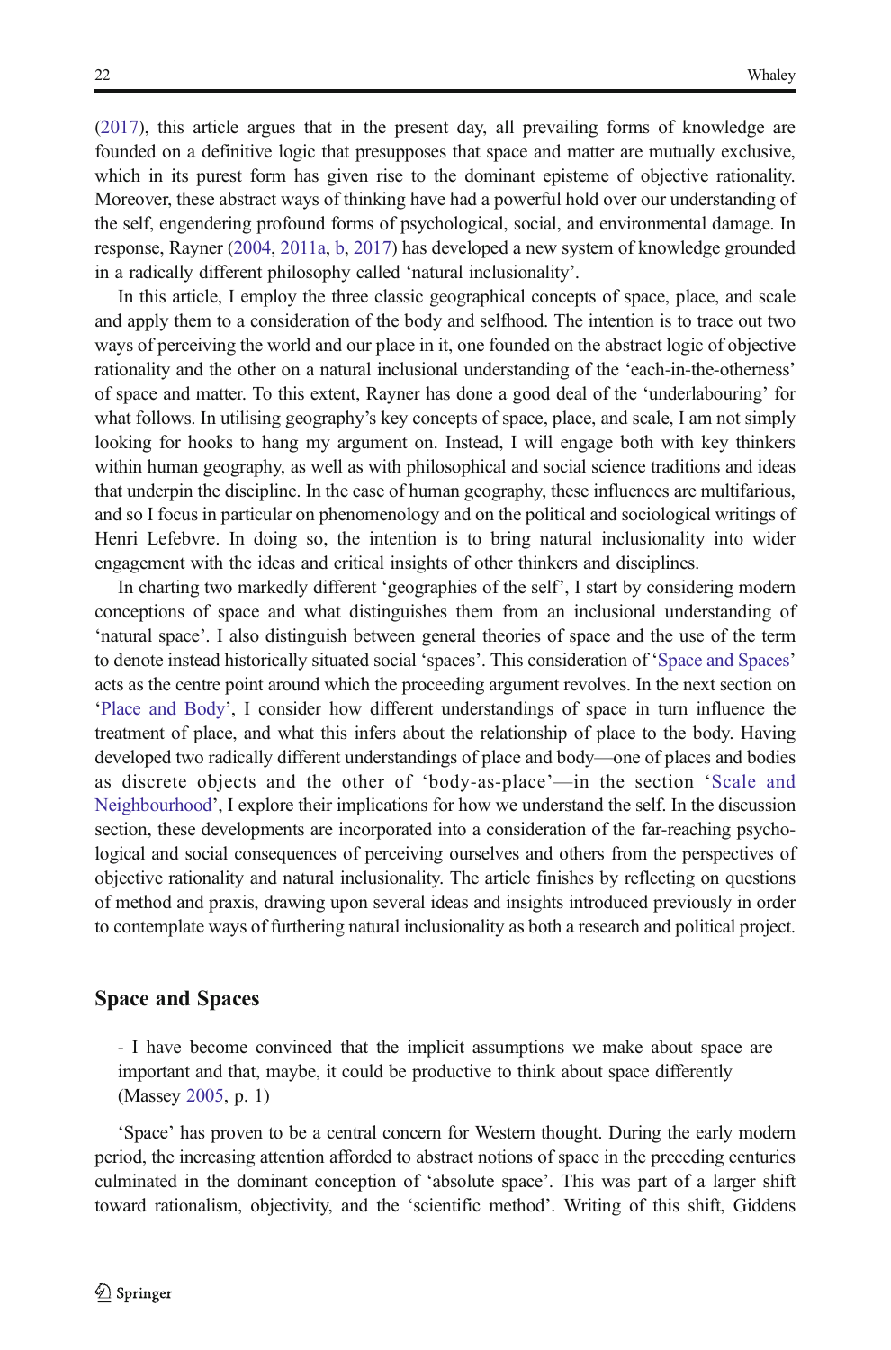(2017), this article argues that in the present day, all prevailing forms of knowledge are founded on a definitive logic that presupposes that space and matter are mutually exclusive, which in its purest form has given rise to the dominant episteme of objective rationality. Moreover, these abstract ways of thinking have had a powerful hold over our understanding of the self, engendering profound forms of psychological, social, and environmental damage. In response, Rayner (2004, 2011a, b, 2017) has developed a new system of knowledge grounded in a radically different philosophy called 'natural inclusionality'.

In this article, I employ the three classic geographical concepts of space, place, and scale and apply them to a consideration of the body and selfhood. The intention is to trace out two ways of perceiving the world and our place in it, one founded on the abstract logic of objective rationality and the other on a natural inclusional understanding of the 'each-in-the-otherness' of space and matter. To this extent, Rayner has done a good deal of the 'underlabouring' for what follows. In utilising geography's key concepts of space, place, and scale, I am not simply looking for hooks to hang my argument on. Instead, I will engage both with key thinkers within human geography, as well as with philosophical and social science traditions and ideas that underpin the discipline. In the case of human geography, these influences are multifarious, and so I focus in particular on phenomenology and on the political and sociological writings of Henri Lefebvre. In doing so, the intention is to bring natural inclusionality into wider engagement with the ideas and critical insights of other thinkers and disciplines.

In charting two markedly different 'geographies of the self', I start by considering modern conceptions of space and what distinguishes them from an inclusional understanding of 'natural space'. I also distinguish between general theories of space and the use of the term to denote instead historically situated social 'spaces'. This consideration of 'Space and Spaces' acts as the centre point around which the proceeding argument revolves. In the next section on 'Place and Body', I consider how different understandings of space in turn influence the treatment of place, and what this infers about the relationship of place to the body. Having developed two radically different understandings of place and body—one of places and bodies as discrete objects and the other of 'body-as-place'—in the section 'Scale and Neighbourhood', I explore their implications for how we understand the self. In the discussion section, these developments are incorporated into a consideration of the far-reaching psychological and social consequences of perceiving ourselves and others from the perspectives of objective rationality and natural inclusionality. The article finishes by reflecting on questions of method and praxis, drawing upon several ideas and insights introduced previously in order to contemplate ways of furthering natural inclusionality as both a research and political project.

## Space and Spaces

> - I have become convinced that the implicit assumptions we make about space are important and that, maybe, it could be productive to think about space differently (Massey 2005, p. 1)

'Space' has proven to be a central concern for Western thought. During the early modern period, the increasing attention afforded to abstract notions of space in the preceding centuries culminated in the dominant conception of 'absolute space'. This was part of a larger shift toward rationalism, objectivity, and the 'scientific method'. Writing of this shift, Giddens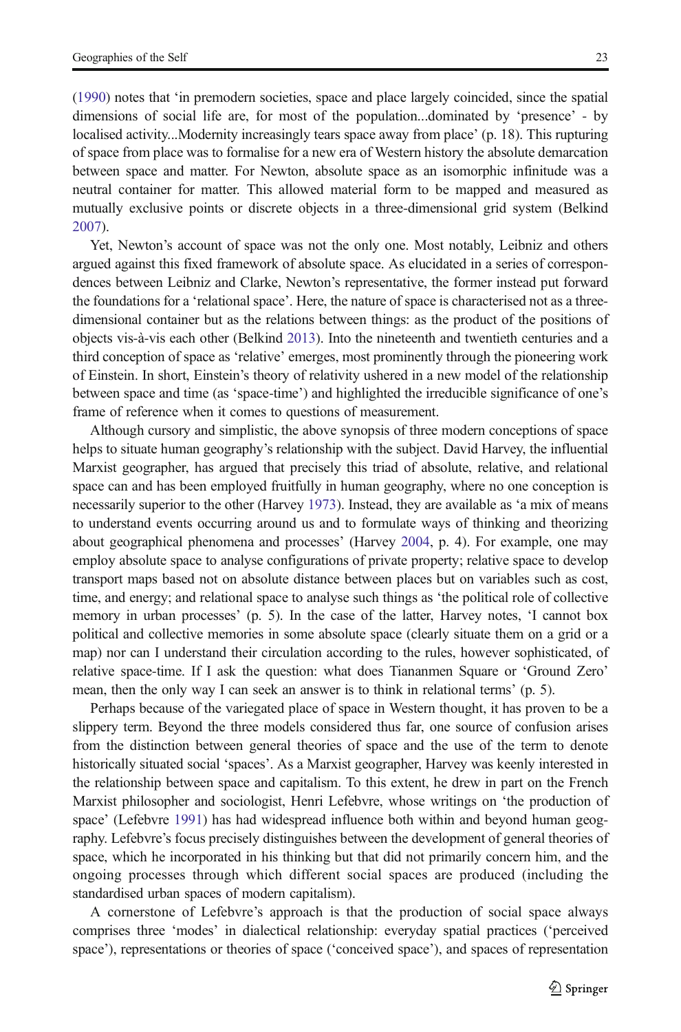(1990) notes that 'in premodern societies, space and place largely coincided, since the spatial dimensions of social life are, for most of the population...dominated by 'presence' - by localised activity...Modernity increasingly tears space away from place' (p. 18). This rupturing of space from place was to formalise for a new era of Western history the absolute demarcation between space and matter. For Newton, absolute space as an isomorphic infinitude was a neutral container for matter. This allowed material form to be mapped and measured as mutually exclusive points or discrete objects in a three-dimensional grid system (Belkind 2007).

Yet, Newton's account of space was not the only one. Most notably, Leibniz and others argued against this fixed framework of absolute space. As elucidated in a series of correspondences between Leibniz and Clarke, Newton's representative, the former instead put forward the foundations for a 'relational space'. Here, the nature of space is characterised not as a three-dimensional container but as the relations between things: as the product of the positions of objects vis-à-vis each other (Belkind 2013). Into the nineteenth and twentieth centuries and a third conception of space as 'relative' emerges, most prominently through the pioneering work of Einstein. In short, Einstein's theory of relativity ushered in a new model of the relationship between space and time (as 'space-time') and highlighted the irreducible significance of one's frame of reference when it comes to questions of measurement.

Although cursory and simplistic, the above synopsis of three modern conceptions of space helps to situate human geography's relationship with the subject. David Harvey, the influential Marxist geographer, has argued that precisely this triad of absolute, relative, and relational space can and has been employed fruitfully in human geography, where no one conception is necessarily superior to the other (Harvey 1973). Instead, they are available as 'a mix of means to understand events occurring around us and to formulate ways of thinking and theorizing about geographical phenomena and processes' (Harvey 2004, p. 4). For example, one may employ absolute space to analyse configurations of private property; relative space to develop transport maps based not on absolute distance between places but on variables such as cost, time, and energy; and relational space to analyse such things as 'the political role of collective memory in urban processes' (p. 5). In the case of the latter, Harvey notes, 'I cannot box political and collective memories in some absolute space (clearly situate them on a grid or a map) nor can I understand their circulation according to the rules, however sophisticated, of relative space-time. If I ask the question: what does Tiananmen Square or 'Ground Zero' mean, then the only way I can seek an answer is to think in relational terms' (p. 5).

Perhaps because of the variegated place of space in Western thought, it has proven to be a slippery term. Beyond the three models considered thus far, one source of confusion arises from the distinction between general theories of space and the use of the term to denote historically situated social 'spaces'. As a Marxist geographer, Harvey was keenly interested in the relationship between space and capitalism. To this extent, he drew in part on the French Marxist philosopher and sociologist, Henri Lefebvre, whose writings on 'the production of space' (Lefebvre 1991) has had widespread influence both within and beyond human geography. Lefebvre's focus precisely distinguishes between the development of general theories of space, which he incorporated in his thinking but that did not primarily concern him, and the ongoing processes through which different social spaces are produced (including the standardised urban spaces of modern capitalism).

A cornerstone of Lefebvre's approach is that the production of social space always comprises three 'modes' in dialectical relationship: everyday spatial practices ('perceived space'), representations or theories of space ('conceived space'), and spaces of representation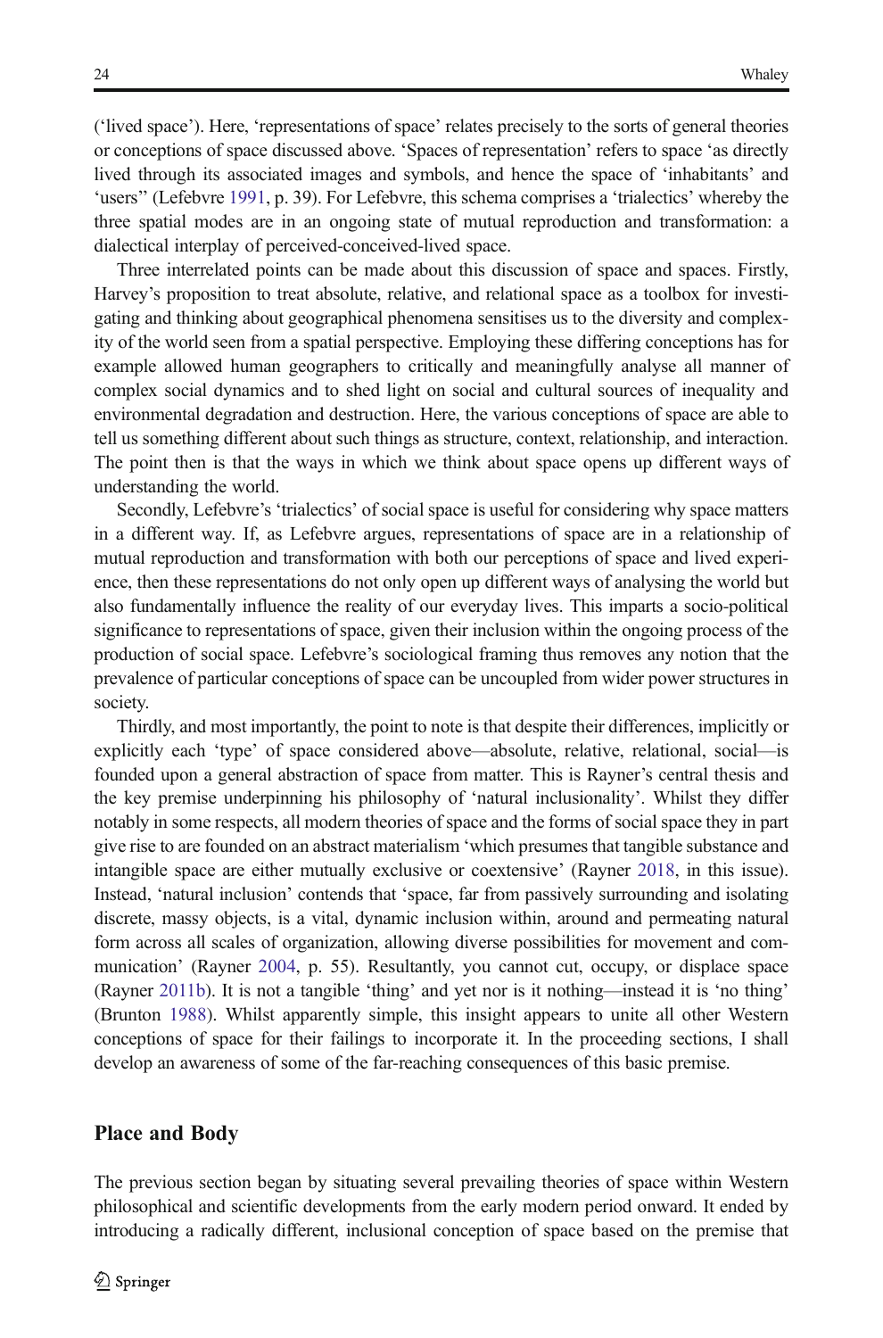('lived space'). Here, 'representations of space' relates precisely to the sorts of general theories or conceptions of space discussed above. 'Spaces of representation' refers to space 'as directly lived through its associated images and symbols, and hence the space of 'inhabitants' and 'users'' (Lefebvre 1991, p. 39). For Lefebvre, this schema comprises a 'trialectics' whereby the three spatial modes are in an ongoing state of mutual reproduction and transformation: a dialectical interplay of perceived-conceived-lived space.

Three interrelated points can be made about this discussion of space and spaces. Firstly, Harvey's proposition to treat absolute, relative, and relational space as a toolbox for investigating and thinking about geographical phenomena sensitises us to the diversity and complexity of the world seen from a spatial perspective. Employing these differing conceptions has for example allowed human geographers to critically and meaningfully analyse all manner of complex social dynamics and to shed light on social and cultural sources of inequality and environmental degradation and destruction. Here, the various conceptions of space are able to tell us something different about such things as structure, context, relationship, and interaction. The point then is that the ways in which we think about space opens up different ways of understanding the world.

Secondly, Lefebvre's 'trialectics' of social space is useful for considering why space matters in a different way. If, as Lefebvre argues, representations of space are in a relationship of mutual reproduction and transformation with both our perceptions of space and lived experience, then these representations do not only open up different ways of analysing the world but also fundamentally influence the reality of our everyday lives. This imparts a socio-political significance to representations of space, given their inclusion within the ongoing process of the production of social space. Lefebvre's sociological framing thus removes any notion that the prevalence of particular conceptions of space can be uncoupled from wider power structures in society.

Thirdly, and most importantly, the point to note is that despite their differences, implicitly or explicitly each 'type' of space considered above—absolute, relative, relational, social—is founded upon a general abstraction of space from matter. This is Rayner's central thesis and the key premise underpinning his philosophy of 'natural inclusionality'. Whilst they differ notably in some respects, all modern theories of space and the forms of social space they in part give rise to are founded on an abstract materialism 'which presumes that tangible substance and intangible space are either mutually exclusive or coextensive' (Rayner 2018, in this issue). Instead, 'natural inclusion' contends that 'space, far from passively surrounding and isolating discrete, massy objects, is a vital, dynamic inclusion within, around and permeating natural form across all scales of organization, allowing diverse possibilities for movement and communication' (Rayner 2004, p. 55). Resultantly, you cannot cut, occupy, or displace space (Rayner 2011b). It is not a tangible 'thing' and yet nor is it nothing—instead it is 'no thing' (Brunton 1988). Whilst apparently simple, this insight appears to unite all other Western conceptions of space for their failings to incorporate it. In the proceeding sections, I shall develop an awareness of some of the far-reaching consequences of this basic premise.

## Place and Body

The previous section began by situating several prevailing theories of space within Western philosophical and scientific developments from the early modern period onward. It ended by introducing a radically different, inclusional conception of space based on the premise that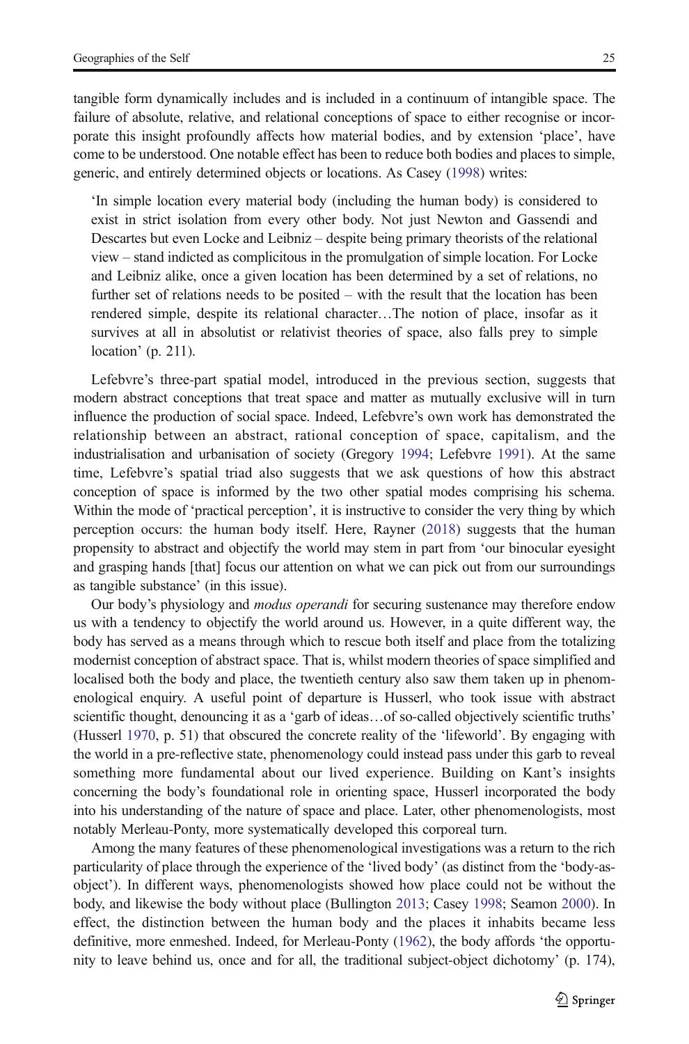tangible form dynamically includes and is included in a continuum of intangible space. The failure of absolute, relative, and relational conceptions of space to either recognise or incorporate this insight profoundly affects how material bodies, and by extension 'place', have come to be understood. One notable effect has been to reduce both bodies and places to simple, generic, and entirely determined objects or locations. As Casey (1998) writes:

> 'In simple location every material body (including the human body) is considered to exist in strict isolation from every other body. Not just Newton and Gassendi and Descartes but even Locke and Leibniz – despite being primary theorists of the relational view – stand indicted as complicitous in the promulgation of simple location. For Locke and Leibniz alike, once a given location has been determined by a set of relations, no further set of relations needs to be posited – with the result that the location has been rendered simple, despite its relational character…The notion of place, insofar as it survives at all in absolutist or relativist theories of space, also falls prey to simple location' (p. 211).

Lefebvre's three-part spatial model, introduced in the previous section, suggests that modern abstract conceptions that treat space and matter as mutually exclusive will in turn influence the production of social space. Indeed, Lefebvre's own work has demonstrated the relationship between an abstract, rational conception of space, capitalism, and the industrialisation and urbanisation of society (Gregory 1994; Lefebvre 1991). At the same time, Lefebvre's spatial triad also suggests that we ask questions of how this abstract conception of space is informed by the two other spatial modes comprising his schema. Within the mode of 'practical perception', it is instructive to consider the very thing by which perception occurs: the human body itself. Here, Rayner (2018) suggests that the human propensity to abstract and objectify the world may stem in part from 'our binocular eyesight and grasping hands [that] focus our attention on what we can pick out from our surroundings as tangible substance' (in this issue).

Our body's physiology and *modus operandi* for securing sustenance may therefore endow us with a tendency to objectify the world around us. However, in a quite different way, the body has served as a means through which to rescue both itself and place from the totalizing modernist conception of abstract space. That is, whilst modern theories of space simplified and localised both the body and place, the twentieth century also saw them taken up in phenomenological enquiry. A useful point of departure is Husserl, who took issue with abstract scientific thought, denouncing it as a 'garb of ideas…of so-called objectively scientific truths' (Husserl 1970, p. 51) that obscured the concrete reality of the 'lifeworld'. By engaging with the world in a pre-reflective state, phenomenology could instead pass under this garb to reveal something more fundamental about our lived experience. Building on Kant's insights concerning the body's foundational role in orienting space, Husserl incorporated the body into his understanding of the nature of space and place. Later, other phenomenologists, most notably Merleau-Ponty, more systematically developed this corporeal turn.

Among the many features of these phenomenological investigations was a return to the rich particularity of place through the experience of the 'lived body' (as distinct from the 'body-as-object'). In different ways, phenomenologists showed how place could not be without the body, and likewise the body without place (Bullington 2013; Casey 1998; Seamon 2000). In effect, the distinction between the human body and the places it inhabits became less definitive, more enmeshed. Indeed, for Merleau-Ponty (1962), the body affords 'the opportunity to leave behind us, once and for all, the traditional subject-object dichotomy' (p. 174),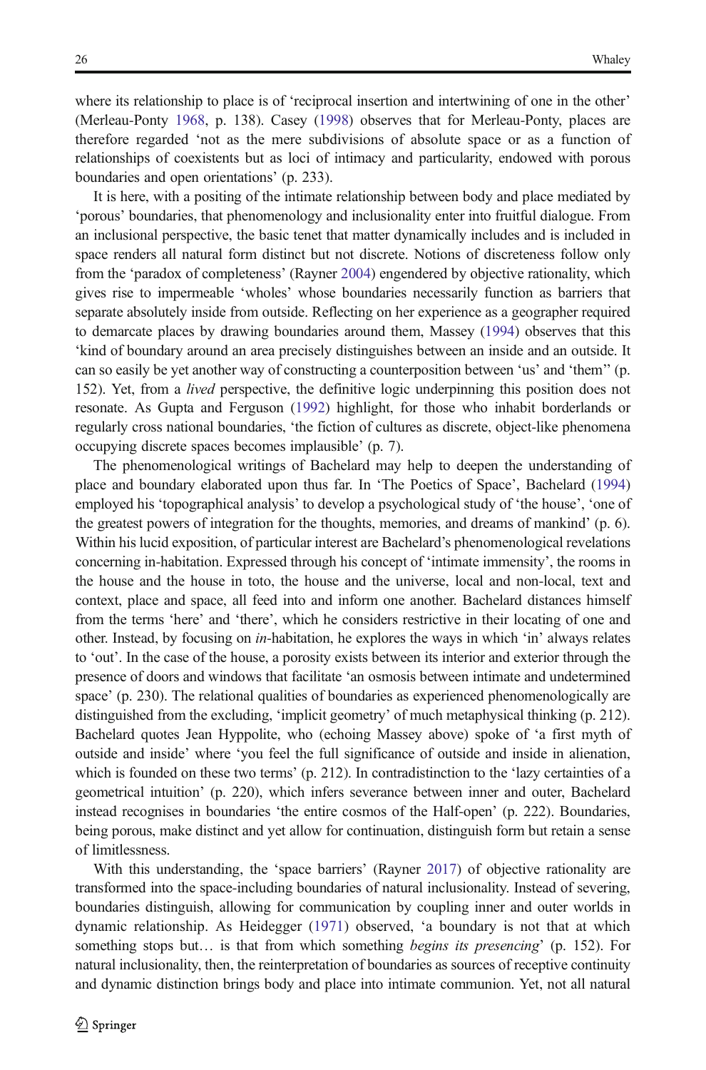where its relationship to place is of 'reciprocal insertion and intertwining of one in the other' (Merleau-Ponty 1968, p. 138). Casey (1998) observes that for Merleau-Ponty, places are therefore regarded 'not as the mere subdivisions of absolute space or as a function of relationships of coexistents but as loci of intimacy and particularity, endowed with porous boundaries and open orientations' (p. 233).

It is here, with a positing of the intimate relationship between body and place mediated by 'porous' boundaries, that phenomenology and inclusionality enter into fruitful dialogue. From an inclusional perspective, the basic tenet that matter dynamically includes and is included in space renders all natural form distinct but not discrete. Notions of discreteness follow only from the 'paradox of completeness' (Rayner 2004) engendered by objective rationality, which gives rise to impermeable 'wholes' whose boundaries necessarily function as barriers that separate absolutely inside from outside. Reflecting on her experience as a geographer required to demarcate places by drawing boundaries around them, Massey (1994) observes that this 'kind of boundary around an area precisely distinguishes between an inside and an outside. It can so easily be yet another way of constructing a counterposition between 'us' and 'them'' (p. 152). Yet, from a *lived* perspective, the definitive logic underpinning this position does not resonate. As Gupta and Ferguson (1992) highlight, for those who inhabit borderlands or regularly cross national boundaries, 'the fiction of cultures as discrete, object-like phenomena occupying discrete spaces becomes implausible' (p. 7).

The phenomenological writings of Bachelard may help to deepen the understanding of place and boundary elaborated upon thus far. In 'The Poetics of Space', Bachelard (1994) employed his 'topographical analysis' to develop a psychological study of 'the house', 'one of the greatest powers of integration for the thoughts, memories, and dreams of mankind' (p. 6). Within his lucid exposition, of particular interest are Bachelard's phenomenological revelations concerning in-habitation. Expressed through his concept of 'intimate immensity', the rooms in the house and the house in toto, the house and the universe, local and non-local, text and context, place and space, all feed into and inform one another. Bachelard distances himself from the terms 'here' and 'there', which he considers restrictive in their locating of one and other. Instead, by focusing on *in*-habitation, he explores the ways in which 'in' always relates to 'out'. In the case of the house, a porosity exists between its interior and exterior through the presence of doors and windows that facilitate 'an osmosis between intimate and undetermined space' (p. 230). The relational qualities of boundaries as experienced phenomenologically are distinguished from the excluding, 'implicit geometry' of much metaphysical thinking (p. 212). Bachelard quotes Jean Hyppolite, who (echoing Massey above) spoke of 'a first myth of outside and inside' where 'you feel the full significance of outside and inside in alienation, which is founded on these two terms' (p. 212). In contradistinction to the 'lazy certainties of a geometrical intuition' (p. 220), which infers severance between inner and outer, Bachelard instead recognises in boundaries 'the entire cosmos of the Half-open' (p. 222). Boundaries, being porous, make distinct and yet allow for continuation, distinguish form but retain a sense of limitlessness.

With this understanding, the 'space barriers' (Rayner 2017) of objective rationality are transformed into the space-including boundaries of natural inclusionality. Instead of severing, boundaries distinguish, allowing for communication by coupling inner and outer worlds in dynamic relationship. As Heidegger (1971) observed, 'a boundary is not that at which something stops but… is that from which something *begins its presencing*' (p. 152). For natural inclusionality, then, the reinterpretation of boundaries as sources of receptive continuity and dynamic distinction brings body and place into intimate communion. Yet, not all natural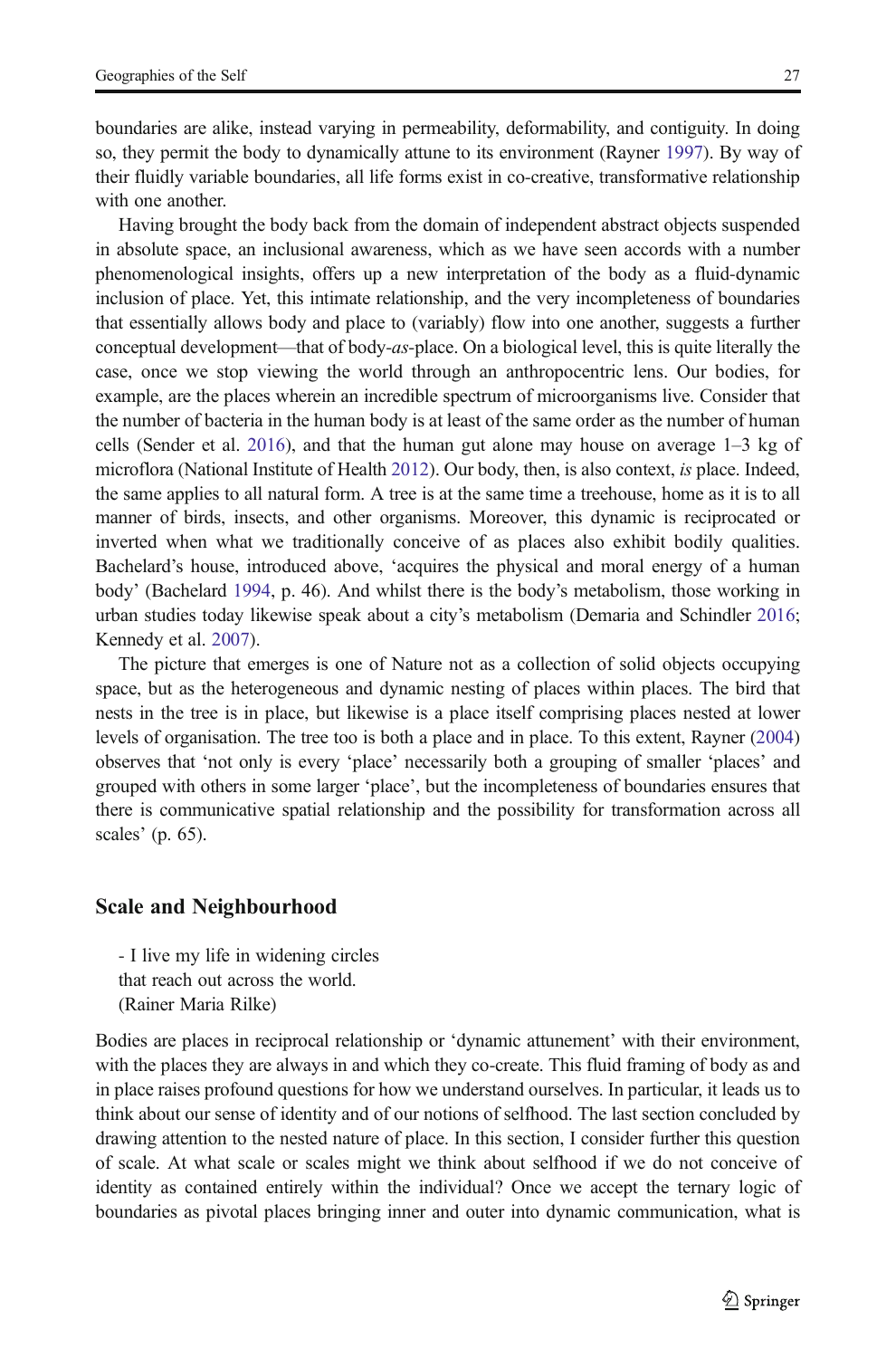boundaries are alike, instead varying in permeability, deformability, and contiguity. In doing so, they permit the body to dynamically attune to its environment (Rayner 1997). By way of their fluidly variable boundaries, all life forms exist in co-creative, transformative relationship with one another.

Having brought the body back from the domain of independent abstract objects suspended in absolute space, an inclusional awareness, which as we have seen accords with a number phenomenological insights, offers up a new interpretation of the body as a fluid-dynamic inclusion of place. Yet, this intimate relationship, and the very incompleteness of boundaries that essentially allows body and place to (variably) flow into one another, suggests a further conceptual development—that of body-*as*-place. On a biological level, this is quite literally the case, once we stop viewing the world through an anthropocentric lens. Our bodies, for example, are the places wherein an incredible spectrum of microorganisms live. Consider that the number of bacteria in the human body is at least of the same order as the number of human cells (Sender et al. 2016), and that the human gut alone may house on average 1–3 kg of microflora (National Institute of Health 2012). Our body, then, is also context, *is* place. Indeed, the same applies to all natural form. A tree is at the same time a treehouse, home as it is to all manner of birds, insects, and other organisms. Moreover, this dynamic is reciprocated or inverted when what we traditionally conceive of as places also exhibit bodily qualities. Bachelard's house, introduced above, 'acquires the physical and moral energy of a human body' (Bachelard 1994, p. 46). And whilst there is the body's metabolism, those working in urban studies today likewise speak about a city's metabolism (Demaria and Schindler 2016; Kennedy et al. 2007).

The picture that emerges is one of Nature not as a collection of solid objects occupying space, but as the heterogeneous and dynamic nesting of places within places. The bird that nests in the tree is in place, but likewise is a place itself comprising places nested at lower levels of organisation. The tree too is both a place and in place. To this extent, Rayner (2004) observes that 'not only is every 'place' necessarily both a grouping of smaller 'places' and grouped with others in some larger 'place', but the incompleteness of boundaries ensures that there is communicative spatial relationship and the possibility for transformation across all scales' (p. 65).

## Scale and Neighbourhood

> - I live my life in widening circles
> that reach out across the world.
> (Rainer Maria Rilke)

Bodies are places in reciprocal relationship or 'dynamic attunement' with their environment, with the places they are always in and which they co-create. This fluid framing of body as and in place raises profound questions for how we understand ourselves. In particular, it leads us to think about our sense of identity and of our notions of selfhood. The last section concluded by drawing attention to the nested nature of place. In this section, I consider further this question of scale. At what scale or scales might we think about selfhood if we do not conceive of identity as contained entirely within the individual? Once we accept the ternary logic of boundaries as pivotal places bringing inner and outer into dynamic communication, what is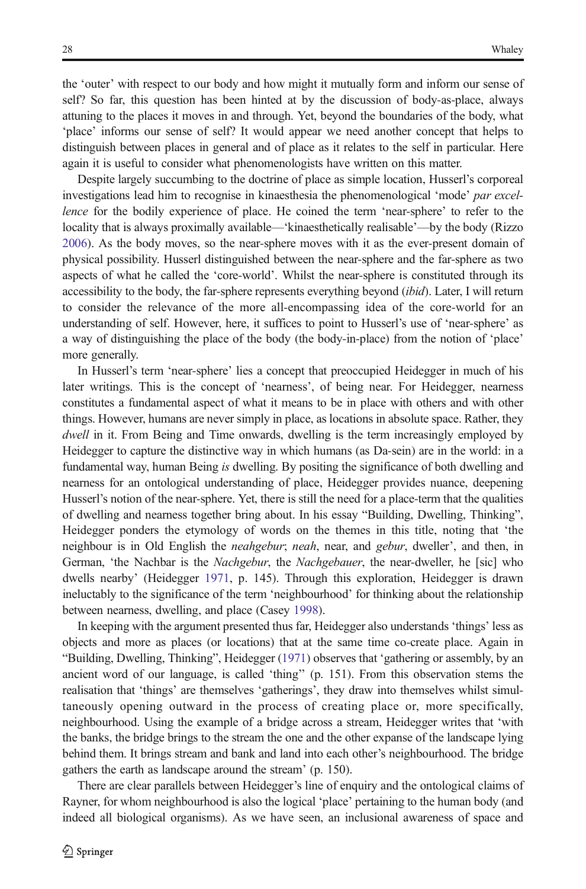the 'outer' with respect to our body and how might it mutually form and inform our sense of self? So far, this question has been hinted at by the discussion of body-as-place, always attuning to the places it moves in and through. Yet, beyond the boundaries of the body, what 'place' informs our sense of self? It would appear we need another concept that helps to distinguish between places in general and of place as it relates to the self in particular. Here again it is useful to consider what phenomenologists have written on this matter.

Despite largely succumbing to the doctrine of place as simple location, Husserl's corporeal investigations lead him to recognise in kinaesthesia the phenomenological 'mode' *par excellence* for the bodily experience of place. He coined the term 'near-sphere' to refer to the locality that is always proximally available—'kinaesthetically realisable'—by the body (Rizzo 2006). As the body moves, so the near-sphere moves with it as the ever-present domain of physical possibility. Husserl distinguished between the near-sphere and the far-sphere as two aspects of what he called the 'core-world'. Whilst the near-sphere is constituted through its accessibility to the body, the far-sphere represents everything beyond (*ibid*). Later, I will return to consider the relevance of the more all-encompassing idea of the core-world for an understanding of self. However, here, it suffices to point to Husserl's use of 'near-sphere' as a way of distinguishing the place of the body (the body-in-place) from the notion of 'place' more generally.

In Husserl's term 'near-sphere' lies a concept that preoccupied Heidegger in much of his later writings. This is the concept of 'nearness', of being near. For Heidegger, nearness constitutes a fundamental aspect of what it means to be in place with others and with other things. However, humans are never simply in place, as locations in absolute space. Rather, they *dwell* in it. From Being and Time onwards, dwelling is the term increasingly employed by Heidegger to capture the distinctive way in which humans (as Da-sein) are in the world: in a fundamental way, human Being *is* dwelling. By positing the significance of both dwelling and nearness for an ontological understanding of place, Heidegger provides nuance, deepening Husserl's notion of the near-sphere. Yet, there is still the need for a place-term that the qualities of dwelling and nearness together bring about. In his essay "Building, Dwelling, Thinking", Heidegger ponders the etymology of words on the themes in this title, noting that 'the neighbour is in Old English the *neahgebur*; *neah*, near, and *gebur*, dweller', and then, in German, 'the Nachbar is the *Nachgebur*, the *Nachgebauer*, the near-dweller, he [sic] who dwells nearby' (Heidegger 1971, p. 145). Through this exploration, Heidegger is drawn ineluctably to the significance of the term 'neighbourhood' for thinking about the relationship between nearness, dwelling, and place (Casey 1998).

In keeping with the argument presented thus far, Heidegger also understands 'things' less as objects and more as places (or locations) that at the same time co-create place. Again in "Building, Dwelling, Thinking", Heidegger (1971) observes that 'gathering or assembly, by an ancient word of our language, is called 'thing'' (p. 151). From this observation stems the realisation that 'things' are themselves 'gatherings', they draw into themselves whilst simultaneously opening outward in the process of creating place or, more specifically, neighbourhood. Using the example of a bridge across a stream, Heidegger writes that 'with the banks, the bridge brings to the stream the one and the other expanse of the landscape lying behind them. It brings stream and bank and land into each other's neighbourhood. The bridge gathers the earth as landscape around the stream' (p. 150).

There are clear parallels between Heidegger's line of enquiry and the ontological claims of Rayner, for whom neighbourhood is also the logical 'place' pertaining to the human body (and indeed all biological organisms). As we have seen, an inclusional awareness of space and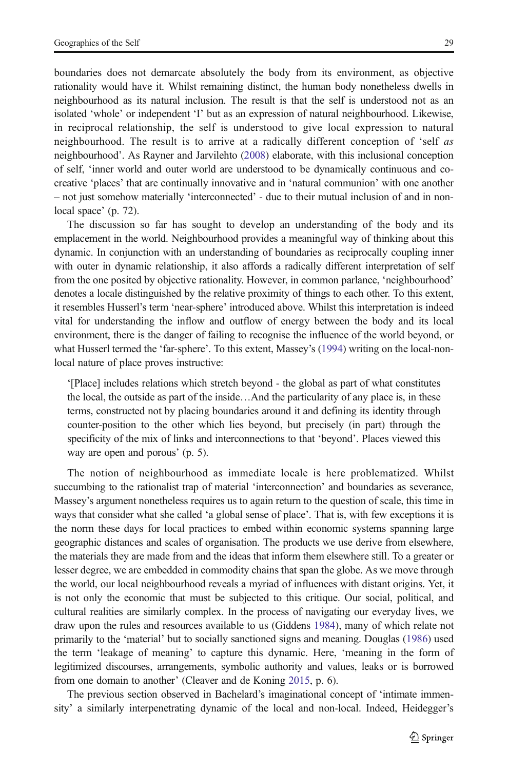boundaries does not demarcate absolutely the body from its environment, as objective rationality would have it. Whilst remaining distinct, the human body nonetheless dwells in neighbourhood as its natural inclusion. The result is that the self is understood not as an isolated 'whole' or independent 'I' but as an expression of natural neighbourhood. Likewise, in reciprocal relationship, the self is understood to give local expression to natural neighbourhood. The result is to arrive at a radically different conception of 'self *as* neighbourhood'. As Rayner and Jarvilehto (2008) elaborate, with this inclusional conception of self, 'inner world and outer world are understood to be dynamically continuous and co-creative 'places' that are continually innovative and in 'natural communion' with one another – not just somehow materially 'interconnected' - due to their mutual inclusion of and in non-local space' (p. 72).

The discussion so far has sought to develop an understanding of the body and its emplacement in the world. Neighbourhood provides a meaningful way of thinking about this dynamic. In conjunction with an understanding of boundaries as reciprocally coupling inner with outer in dynamic relationship, it also affords a radically different interpretation of self from the one posited by objective rationality. However, in common parlance, 'neighbourhood' denotes a locale distinguished by the relative proximity of things to each other. To this extent, it resembles Husserl's term 'near-sphere' introduced above. Whilst this interpretation is indeed vital for understanding the inflow and outflow of energy between the body and its local environment, there is the danger of failing to recognise the influence of the world beyond, or what Husserl termed the 'far-sphere'. To this extent, Massey's (1994) writing on the local-non-local nature of place proves instructive:

> '[Place] includes relations which stretch beyond - the global as part of what constitutes the local, the outside as part of the inside…And the particularity of any place is, in these terms, constructed not by placing boundaries around it and defining its identity through counter-position to the other which lies beyond, but precisely (in part) through the specificity of the mix of links and interconnections to that 'beyond'. Places viewed this way are open and porous' (p. 5).

The notion of neighbourhood as immediate locale is here problematized. Whilst succumbing to the rationalist trap of material 'interconnection' and boundaries as severance, Massey's argument nonetheless requires us to again return to the question of scale, this time in ways that consider what she called 'a global sense of place'. That is, with few exceptions it is the norm these days for local practices to embed within economic systems spanning large geographic distances and scales of organisation. The products we use derive from elsewhere, the materials they are made from and the ideas that inform them elsewhere still. To a greater or lesser degree, we are embedded in commodity chains that span the globe. As we move through the world, our local neighbourhood reveals a myriad of influences with distant origins. Yet, it is not only the economic that must be subjected to this critique. Our social, political, and cultural realities are similarly complex. In the process of navigating our everyday lives, we draw upon the rules and resources available to us (Giddens 1984), many of which relate not primarily to the 'material' but to socially sanctioned signs and meaning. Douglas (1986) used the term 'leakage of meaning' to capture this dynamic. Here, 'meaning in the form of legitimized discourses, arrangements, symbolic authority and values, leaks or is borrowed from one domain to another' (Cleaver and de Koning 2015, p. 6).

The previous section observed in Bachelard's imaginational concept of 'intimate immensity' a similarly interpenetrating dynamic of the local and non-local. Indeed, Heidegger's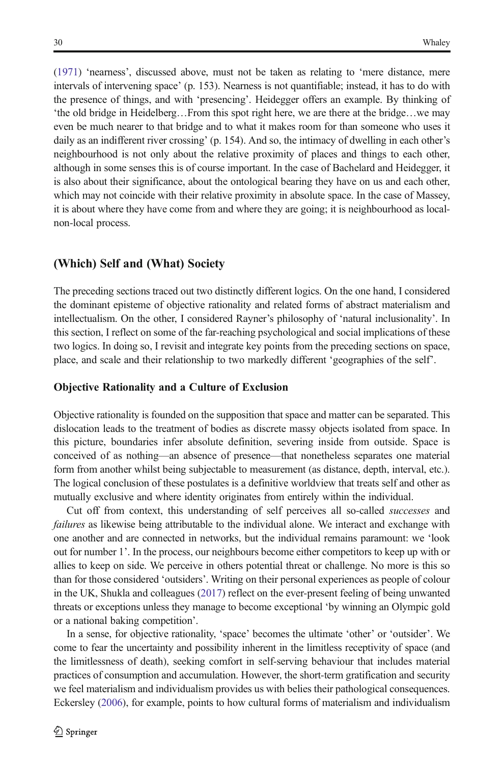(1971) 'nearness', discussed above, must not be taken as relating to 'mere distance, mere intervals of intervening space' (p. 153). Nearness is not quantifiable; instead, it has to do with the presence of things, and with 'presencing'. Heidegger offers an example. By thinking of 'the old bridge in Heidelberg…From this spot right here, we are there at the bridge…we may even be much nearer to that bridge and to what it makes room for than someone who uses it daily as an indifferent river crossing' (p. 154). And so, the intimacy of dwelling in each other's neighbourhood is not only about the relative proximity of places and things to each other, although in some senses this is of course important. In the case of Bachelard and Heidegger, it is also about their significance, about the ontological bearing they have on us and each other, which may not coincide with their relative proximity in absolute space. In the case of Massey, it is about where they have come from and where they are going; it is neighbourhood as local-non-local process.

## (Which) Self and (What) Society

The preceding sections traced out two distinctly different logics. On the one hand, I considered the dominant episteme of objective rationality and related forms of abstract materialism and intellectualism. On the other, I considered Rayner's philosophy of 'natural inclusionality'. In this section, I reflect on some of the far-reaching psychological and social implications of these two logics. In doing so, I revisit and integrate key points from the preceding sections on space, place, and scale and their relationship to two markedly different 'geographies of the self'.

### Objective Rationality and a Culture of Exclusion

Objective rationality is founded on the supposition that space and matter can be separated. This dislocation leads to the treatment of bodies as discrete massy objects isolated from space. In this picture, boundaries infer absolute definition, severing inside from outside. Space is conceived of as nothing—an absence of presence—that nonetheless separates one material form from another whilst being subjectable to measurement (as distance, depth, interval, etc.). The logical conclusion of these postulates is a definitive worldview that treats self and other as mutually exclusive and where identity originates from entirely within the individual.

Cut off from context, this understanding of self perceives all so-called *successes* and *failures* as likewise being attributable to the individual alone. We interact and exchange with one another and are connected in networks, but the individual remains paramount: we 'look out for number 1'. In the process, our neighbours become either competitors to keep up with or allies to keep on side. We perceive in others potential threat or challenge. No more is this so than for those considered 'outsiders'. Writing on their personal experiences as people of colour in the UK, Shukla and colleagues (2017) reflect on the ever-present feeling of being unwanted threats or exceptions unless they manage to become exceptional 'by winning an Olympic gold or a national baking competition'.

In a sense, for objective rationality, 'space' becomes the ultimate 'other' or 'outsider'. We come to fear the uncertainty and possibility inherent in the limitless receptivity of space (and the limitlessness of death), seeking comfort in self-serving behaviour that includes material practices of consumption and accumulation. However, the short-term gratification and security we feel materialism and individualism provides us with belies their pathological consequences. Eckersley (2006), for example, points to how cultural forms of materialism and individualism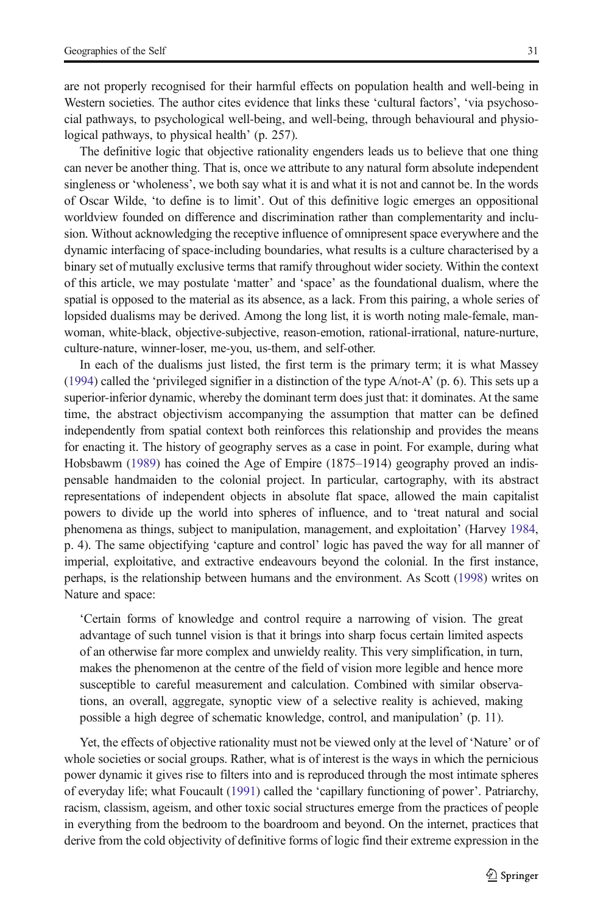are not properly recognised for their harmful effects on population health and well-being in Western societies. The author cites evidence that links these 'cultural factors', 'via psychosocial pathways, to psychological well-being, and well-being, through behavioural and physiological pathways, to physical health' (p. 257).

The definitive logic that objective rationality engenders leads us to believe that one thing can never be another thing. That is, once we attribute to any natural form absolute independent singleness or 'wholeness', we both say what it is and what it is not and cannot be. In the words of Oscar Wilde, 'to define is to limit'. Out of this definitive logic emerges an oppositional worldview founded on difference and discrimination rather than complementarity and inclusion. Without acknowledging the receptive influence of omnipresent space everywhere and the dynamic interfacing of space-including boundaries, what results is a culture characterised by a binary set of mutually exclusive terms that ramify throughout wider society. Within the context of this article, we may postulate 'matter' and 'space' as the foundational dualism, where the spatial is opposed to the material as its absence, as a lack. From this pairing, a whole series of lopsided dualisms may be derived. Among the long list, it is worth noting male-female, man-woman, white-black, objective-subjective, reason-emotion, rational-irrational, nature-nurture, culture-nature, winner-loser, me-you, us-them, and self-other.

In each of the dualisms just listed, the first term is the primary term; it is what Massey (1994) called the 'privileged signifier in a distinction of the type A/not-A' (p. 6). This sets up a superior-inferior dynamic, whereby the dominant term does just that: it dominates. At the same time, the abstract objectivism accompanying the assumption that matter can be defined independently from spatial context both reinforces this relationship and provides the means for enacting it. The history of geography serves as a case in point. For example, during what Hobsbawm (1989) has coined the Age of Empire (1875–1914) geography proved an indispensable handmaiden to the colonial project. In particular, cartography, with its abstract representations of independent objects in absolute flat space, allowed the main capitalist powers to divide up the world into spheres of influence, and to 'treat natural and social phenomena as things, subject to manipulation, management, and exploitation' (Harvey 1984, p. 4). The same objectifying 'capture and control' logic has paved the way for all manner of imperial, exploitative, and extractive endeavours beyond the colonial. In the first instance, perhaps, is the relationship between humans and the environment. As Scott (1998) writes on Nature and space:

> 'Certain forms of knowledge and control require a narrowing of vision. The great advantage of such tunnel vision is that it brings into sharp focus certain limited aspects of an otherwise far more complex and unwieldy reality. This very simplification, in turn, makes the phenomenon at the centre of the field of vision more legible and hence more susceptible to careful measurement and calculation. Combined with similar observations, an overall, aggregate, synoptic view of a selective reality is achieved, making possible a high degree of schematic knowledge, control, and manipulation' (p. 11).

Yet, the effects of objective rationality must not be viewed only at the level of 'Nature' or of whole societies or social groups. Rather, what is of interest is the ways in which the pernicious power dynamic it gives rise to filters into and is reproduced through the most intimate spheres of everyday life; what Foucault (1991) called the 'capillary functioning of power'. Patriarchy, racism, classism, ageism, and other toxic social structures emerge from the practices of people in everything from the bedroom to the boardroom and beyond. On the internet, practices that derive from the cold objectivity of definitive forms of logic find their extreme expression in the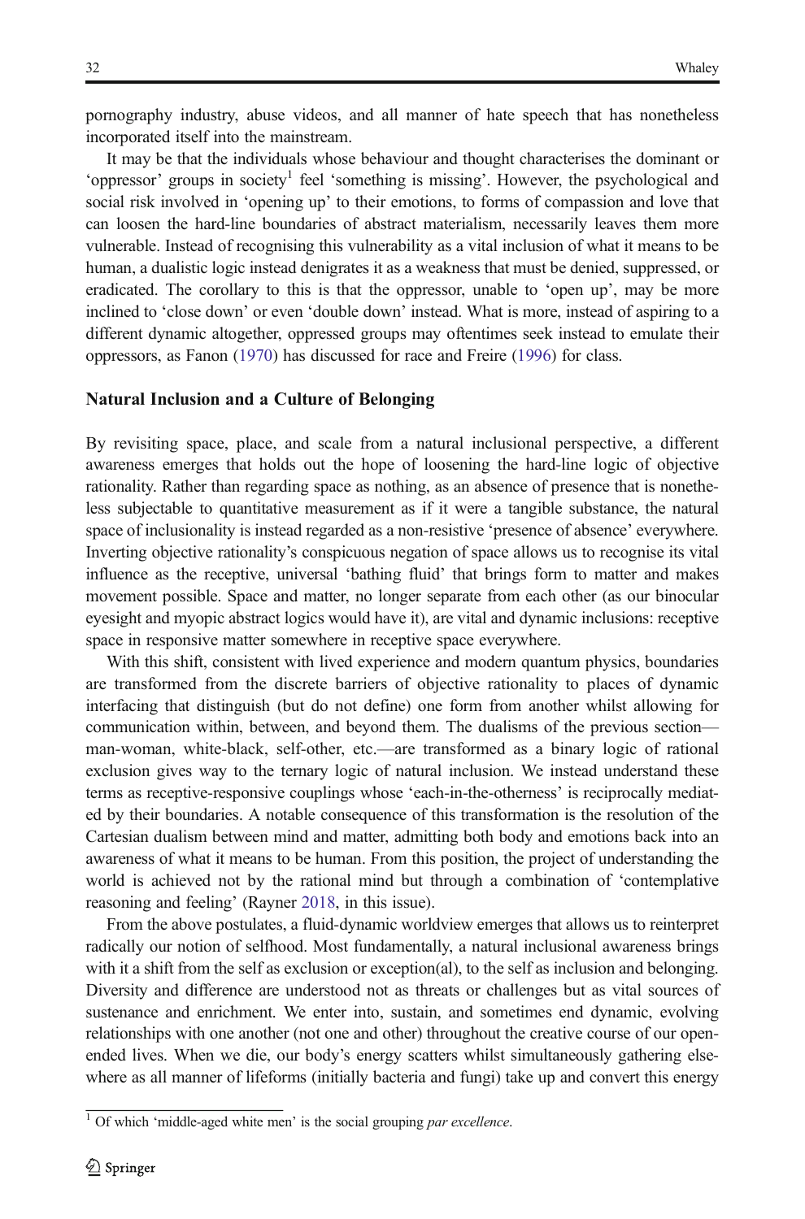pornography industry, abuse videos, and all manner of hate speech that has nonetheless incorporated itself into the mainstream.

It may be that the individuals whose behaviour and thought characterises the dominant or 'oppressor' groups in society[1] feel 'something is missing'. However, the psychological and social risk involved in 'opening up' to their emotions, to forms of compassion and love that can loosen the hard-line boundaries of abstract materialism, necessarily leaves them more vulnerable. Instead of recognising this vulnerability as a vital inclusion of what it means to be human, a dualistic logic instead denigrates it as a weakness that must be denied, suppressed, or eradicated. The corollary to this is that the oppressor, unable to 'open up', may be more inclined to 'close down' or even 'double down' instead. What is more, instead of aspiring to a different dynamic altogether, oppressed groups may oftentimes seek instead to emulate their oppressors, as Fanon (1970) has discussed for race and Freire (1996) for class.

### Natural Inclusion and a Culture of Belonging

By revisiting space, place, and scale from a natural inclusional perspective, a different awareness emerges that holds out the hope of loosening the hard-line logic of objective rationality. Rather than regarding space as nothing, as an absence of presence that is nonetheless subjectable to quantitative measurement as if it were a tangible substance, the natural space of inclusionality is instead regarded as a non-resistive 'presence of absence' everywhere. Inverting objective rationality's conspicuous negation of space allows us to recognise its vital influence as the receptive, universal 'bathing fluid' that brings form to matter and makes movement possible. Space and matter, no longer separate from each other (as our binocular eyesight and myopic abstract logics would have it), are vital and dynamic inclusions: receptive space in responsive matter somewhere in receptive space everywhere.

With this shift, consistent with lived experience and modern quantum physics, boundaries are transformed from the discrete barriers of objective rationality to places of dynamic interfacing that distinguish (but do not define) one form from another whilst allowing for communication within, between, and beyond them. The dualisms of the previous section—man-woman, white-black, self-other, etc.—are transformed as a binary logic of rational exclusion gives way to the ternary logic of natural inclusion. We instead understand these terms as receptive-responsive couplings whose 'each-in-the-otherness' is reciprocally mediated by their boundaries. A notable consequence of this transformation is the resolution of the Cartesian dualism between mind and matter, admitting both body and emotions back into an awareness of what it means to be human. From this position, the project of understanding the world is achieved not by the rational mind but through a combination of 'contemplative reasoning and feeling' (Rayner 2018, in this issue).

From the above postulates, a fluid-dynamic worldview emerges that allows us to reinterpret radically our notion of selfhood. Most fundamentally, a natural inclusional awareness brings with it a shift from the self as exclusion or exception(al), to the self as inclusion and belonging. Diversity and difference are understood not as threats or challenges but as vital sources of sustenance and enrichment. We enter into, sustain, and sometimes end dynamic, evolving relationships with one another (not one and other) throughout the creative course of our open-ended lives. When we die, our body's energy scatters whilst simultaneously gathering elsewhere as all manner of lifeforms (initially bacteria and fungi) take up and convert this energy

[1] Of which 'middle-aged white men' is the social grouping *par excellence*.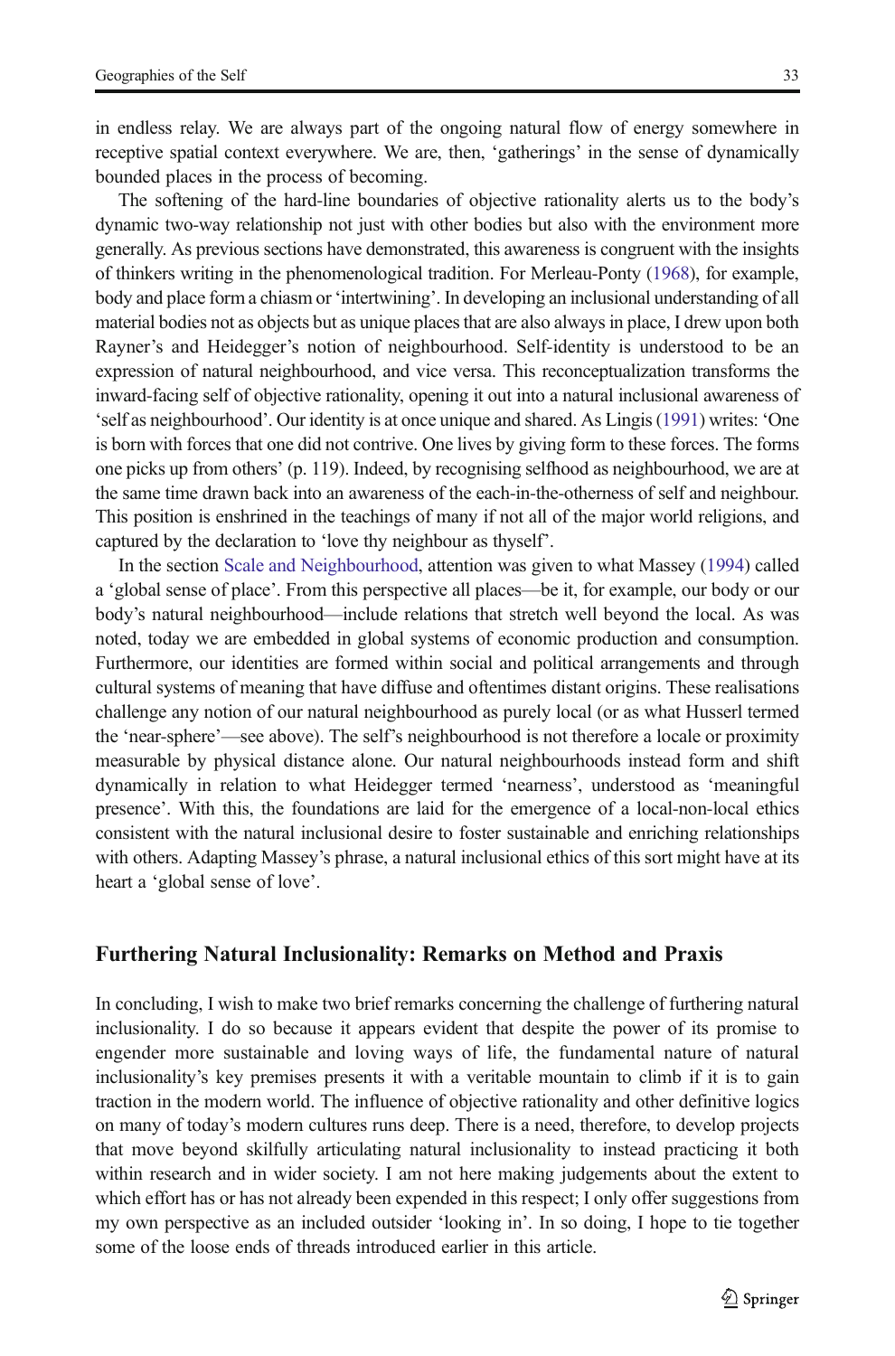in endless relay. We are always part of the ongoing natural flow of energy somewhere in receptive spatial context everywhere. We are, then, 'gatherings' in the sense of dynamically bounded places in the process of becoming.

The softening of the hard-line boundaries of objective rationality alerts us to the body's dynamic two-way relationship not just with other bodies but also with the environment more generally. As previous sections have demonstrated, this awareness is congruent with the insights of thinkers writing in the phenomenological tradition. For Merleau-Ponty (1968), for example, body and place form a chiasm or 'intertwining'. In developing an inclusional understanding of all material bodies not as objects but as unique places that are also always in place, I drew upon both Rayner's and Heidegger's notion of neighbourhood. Self-identity is understood to be an expression of natural neighbourhood, and vice versa. This reconceptualization transforms the inward-facing self of objective rationality, opening it out into a natural inclusional awareness of 'self as neighbourhood'. Our identity is at once unique and shared. As Lingis (1991) writes: 'One is born with forces that one did not contrive. One lives by giving form to these forces. The forms one picks up from others' (p. 119). Indeed, by recognising selfhood as neighbourhood, we are at the same time drawn back into an awareness of the each-in-the-otherness of self and neighbour. This position is enshrined in the teachings of many if not all of the major world religions, and captured by the declaration to 'love thy neighbour as thyself'.

In the section Scale and Neighbourhood, attention was given to what Massey (1994) called a 'global sense of place'. From this perspective all places—be it, for example, our body or our body's natural neighbourhood—include relations that stretch well beyond the local. As was noted, today we are embedded in global systems of economic production and consumption. Furthermore, our identities are formed within social and political arrangements and through cultural systems of meaning that have diffuse and oftentimes distant origins. These realisations challenge any notion of our natural neighbourhood as purely local (or as what Husserl termed the 'near-sphere'—see above). The self's neighbourhood is not therefore a locale or proximity measurable by physical distance alone. Our natural neighbourhoods instead form and shift dynamically in relation to what Heidegger termed 'nearness', understood as 'meaningful presence'. With this, the foundations are laid for the emergence of a local-non-local ethics consistent with the natural inclusional desire to foster sustainable and enriching relationships with others. Adapting Massey's phrase, a natural inclusional ethics of this sort might have at its heart a 'global sense of love'.

## Furthering Natural Inclusionality: Remarks on Method and Praxis

In concluding, I wish to make two brief remarks concerning the challenge of furthering natural inclusionality. I do so because it appears evident that despite the power of its promise to engender more sustainable and loving ways of life, the fundamental nature of natural inclusionality's key premises presents it with a veritable mountain to climb if it is to gain traction in the modern world. The influence of objective rationality and other definitive logics on many of today's modern cultures runs deep. There is a need, therefore, to develop projects that move beyond skilfully articulating natural inclusionality to instead practicing it both within research and in wider society. I am not here making judgements about the extent to which effort has or has not already been expended in this respect; I only offer suggestions from my own perspective as an included outsider 'looking in'. In so doing, I hope to tie together some of the loose ends of threads introduced earlier in this article.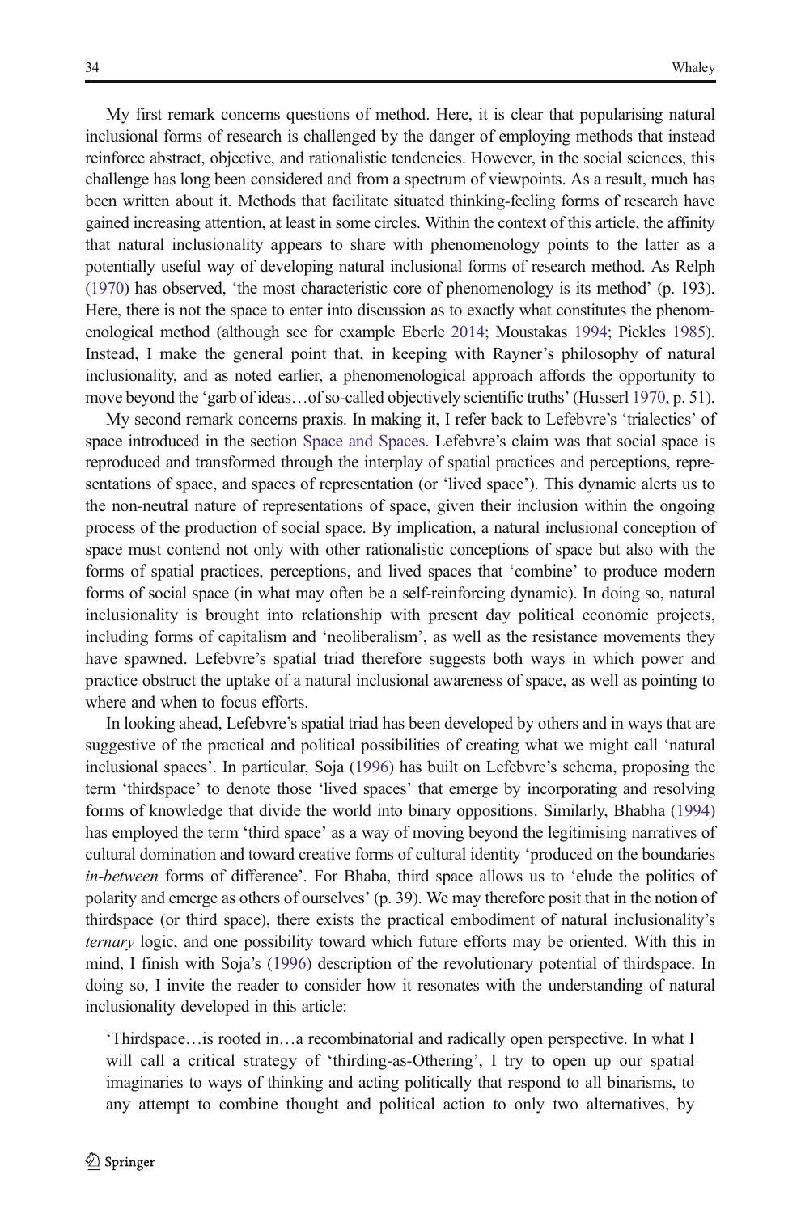My first remark concerns questions of method. Here, it is clear that popularising natural inclusional forms of research is challenged by the danger of employing methods that instead reinforce abstract, objective, and rationalistic tendencies. However, in the social sciences, this challenge has long been considered and from a spectrum of viewpoints. As a result, much has been written about it. Methods that facilitate situated thinking-feeling forms of research have gained increasing attention, at least in some circles. Within the context of this article, the affinity that natural inclusionality appears to share with phenomenology points to the latter as a potentially useful way of developing natural inclusional forms of research method. As Relph (1970) has observed, 'the most characteristic core of phenomenology is its method' (p. 193). Here, there is not the space to enter into discussion as to exactly what constitutes the phenomenological method (although see for example Eberle 2014; Moustakas 1994; Pickles 1985). Instead, I make the general point that, in keeping with Rayner's philosophy of natural inclusionality, and as noted earlier, a phenomenological approach affords the opportunity to move beyond the 'garb of ideas…of so-called objectively scientific truths' (Husserl 1970, p. 51).

My second remark concerns praxis. In making it, I refer back to Lefebvre's 'trialectics' of space introduced in the section Space and Spaces. Lefebvre's claim was that social space is reproduced and transformed through the interplay of spatial practices and perceptions, representations of space, and spaces of representation (or 'lived space'). This dynamic alerts us to the non-neutral nature of representations of space, given their inclusion within the ongoing process of the production of social space. By implication, a natural inclusional conception of space must contend not only with other rationalistic conceptions of space but also with the forms of spatial practices, perceptions, and lived spaces that 'combine' to produce modern forms of social space (in what may often be a self-reinforcing dynamic). In doing so, natural inclusionality is brought into relationship with present day political economic projects, including forms of capitalism and 'neoliberalism', as well as the resistance movements they have spawned. Lefebvre's spatial triad therefore suggests both ways in which power and practice obstruct the uptake of a natural inclusional awareness of space, as well as pointing to where and when to focus efforts.

In looking ahead, Lefebvre's spatial triad has been developed by others and in ways that are suggestive of the practical and political possibilities of creating what we might call 'natural inclusional spaces'. In particular, Soja (1996) has built on Lefebvre's schema, proposing the term 'thirdspace' to denote those 'lived spaces' that emerge by incorporating and resolving forms of knowledge that divide the world into binary oppositions. Similarly, Bhabha (1994) has employed the term 'third space' as a way of moving beyond the legitimising narratives of cultural domination and toward creative forms of cultural identity 'produced on the boundaries *in-between* forms of difference'. For Bhaba, third space allows us to 'elude the politics of polarity and emerge as others of ourselves' (p. 39). We may therefore posit that in the notion of thirdspace (or third space), there exists the practical embodiment of natural inclusionality's *ternary* logic, and one possibility toward which future efforts may be oriented. With this in mind, I finish with Soja's (1996) description of the revolutionary potential of thirdspace. In doing so, I invite the reader to consider how it resonates with the understanding of natural inclusionality developed in this article:

> 'Thirdspace…is rooted in…a recombinatorial and radically open perspective. In what I will call a critical strategy of 'thirding-as-Othering', I try to open up our spatial imaginaries to ways of thinking and acting politically that respond to all binarisms, to any attempt to combine thought and political action to only two alternatives, by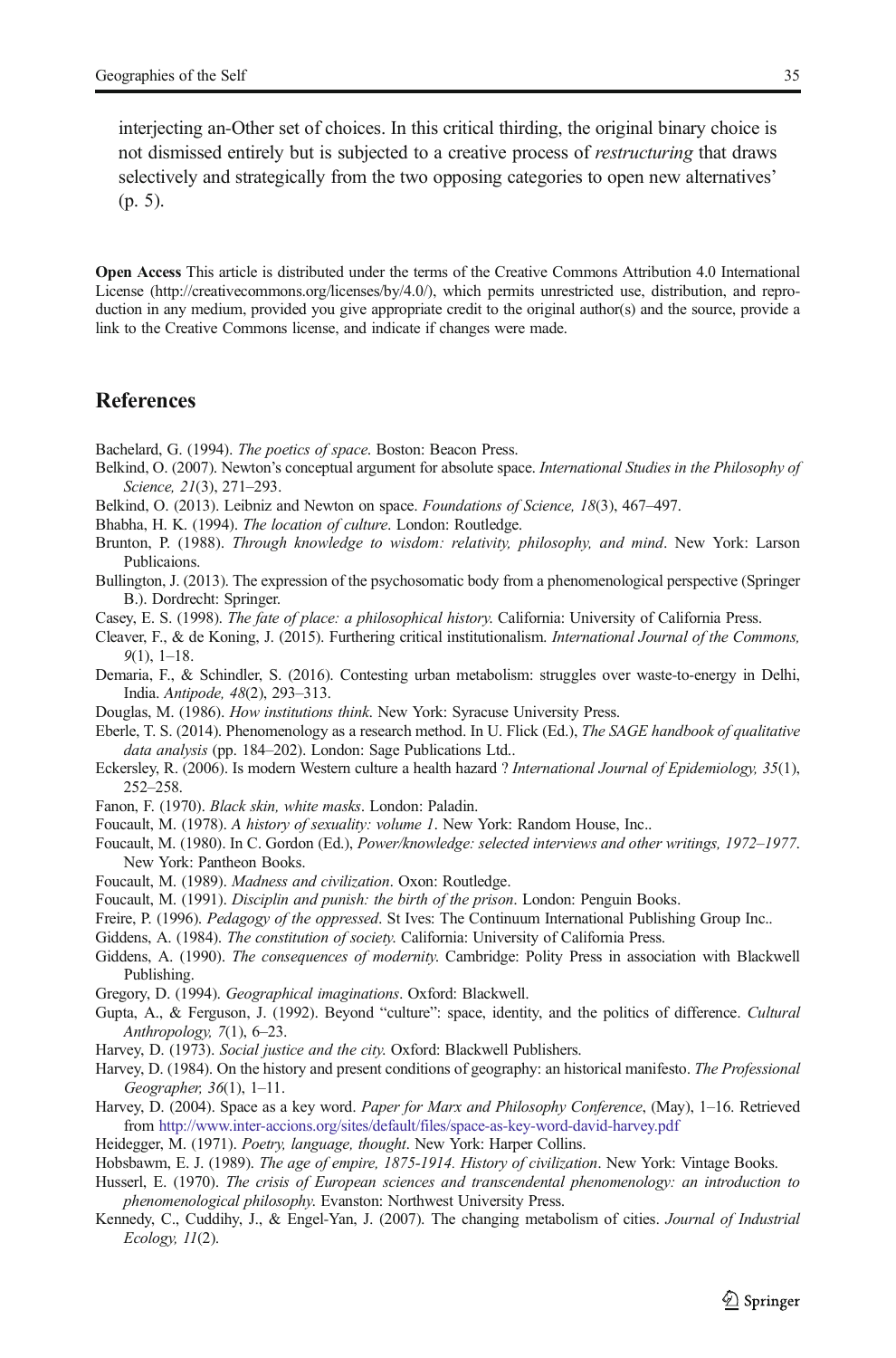interjecting an-Other set of choices. In this critical thirding, the original binary choice is not dismissed entirely but is subjected to a creative process of *restructuring* that draws selectively and strategically from the two opposing categories to open new alternatives' (p. 5).

**Open Access** This article is distributed under the terms of the Creative Commons Attribution 4.0 International License (http://creativecommons.org/licenses/by/4.0/), which permits unrestricted use, distribution, and reproduction in any medium, provided you give appropriate credit to the original author(s) and the source, provide a link to the Creative Commons license, and indicate if changes were made.

## References

Bachelard, G. (1994). *The poetics of space*. Boston: Beacon Press.

Belkind, O. (2007). Newton's conceptual argument for absolute space. *International Studies in the Philosophy of Science, 21*(3), 271–293.

Belkind, O. (2013). Leibniz and Newton on space. *Foundations of Science, 18*(3), 467–497.

Bhabha, H. K. (1994). *The location of culture*. London: Routledge.

Brunton, P. (1988). *Through knowledge to wisdom: relativity, philosophy, and mind*. New York: Larson Publicaions.

Bullington, J. (2013). The expression of the psychosomatic body from a phenomenological perspective (Springer B.). Dordrecht: Springer.

Casey, E. S. (1998). *The fate of place: a philosophical history*. California: University of California Press.

Cleaver, F., & de Koning, J. (2015). Furthering critical institutionalism. *International Journal of the Commons, 9*(1), 1–18.

Demaria, F., & Schindler, S. (2016). Contesting urban metabolism: struggles over waste-to-energy in Delhi, India. *Antipode, 48*(2), 293–313.

Douglas, M. (1986). *How institutions think*. New York: Syracuse University Press.

Eberle, T. S. (2014). Phenomenology as a research method. In U. Flick (Ed.), *The SAGE handbook of qualitative data analysis* (pp. 184–202). London: Sage Publications Ltd..

Eckersley, R. (2006). Is modern Western culture a health hazard ? *International Journal of Epidemiology, 35*(1), 252–258.

Fanon, F. (1970). *Black skin, white masks*. London: Paladin.

Foucault, M. (1978). *A history of sexuality: volume 1*. New York: Random House, Inc..

Foucault, M. (1980). In C. Gordon (Ed.), *Power/knowledge: selected interviews and other writings, 1972–1977*. New York: Pantheon Books.

Foucault, M. (1989). *Madness and civilization*. Oxon: Routledge.

Foucault, M. (1991). *Disciplin and punish: the birth of the prison*. London: Penguin Books.

Freire, P. (1996). *Pedagogy of the oppressed*. St Ives: The Continuum International Publishing Group Inc..

Giddens, A. (1984). *The constitution of society*. California: University of California Press.

Giddens, A. (1990). *The consequences of modernity*. Cambridge: Polity Press in association with Blackwell Publishing.

Gregory, D. (1994). *Geographical imaginations*. Oxford: Blackwell.

Gupta, A., & Ferguson, J. (1992). Beyond "culture": space, identity, and the politics of difference. *Cultural Anthropology, 7*(1), 6–23.

Harvey, D. (1973). *Social justice and the city*. Oxford: Blackwell Publishers.

Harvey, D. (1984). On the history and present conditions of geography: an historical manifesto. *The Professional Geographer, 36*(1), 1–11.

Harvey, D. (2004). Space as a key word. *Paper for Marx and Philosophy Conference*, (May), 1–16. Retrieved from http://www.inter-accions.org/sites/default/files/space-as-key-word-david-harvey.pdf

Heidegger, M. (1971). *Poetry, language, thought*. New York: Harper Collins.

Hobsbawm, E. J. (1989). *The age of empire, 1875-1914. History of civilization*. New York: Vintage Books.

Husserl, E. (1970). *The crisis of European sciences and transcendental phenomenology: an introduction to phenomenological philosophy*. Evanston: Northwest University Press.

Kennedy, C., Cuddihy, J., & Engel-Yan, J. (2007). The changing metabolism of cities. *Journal of Industrial Ecology, 11*(2).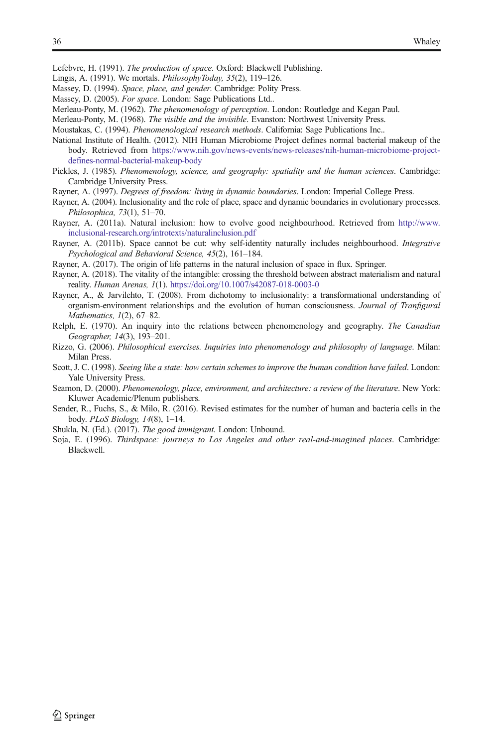Lefebvre, H. (1991). *The production of space*. Oxford: Blackwell Publishing.

Lingis, A. (1991). We mortals. *PhilosophyToday, 35*(2), 119–126.

Massey, D. (1994). *Space, place, and gender*. Cambridge: Polity Press.

Massey, D. (2005). *For space*. London: Sage Publications Ltd..

Merleau-Ponty, M. (1962). *The phenomenology of perception*. London: Routledge and Kegan Paul.

Merleau-Ponty, M. (1968). *The visible and the invisible*. Evanston: Northwest University Press.

Moustakas, C. (1994). *Phenomenological research methods*. California: Sage Publications Inc..

National Institute of Health. (2012). NIH Human Microbiome Project defines normal bacterial makeup of the body. Retrieved from https://www.nih.gov/news-events/news-releases/nih-human-microbiome-project-defines-normal-bacterial-makeup-body

Pickles, J. (1985). *Phenomenology, science, and geography: spatiality and the human sciences*. Cambridge: Cambridge University Press.

Rayner, A. (1997). *Degrees of freedom: living in dynamic boundaries*. London: Imperial College Press.

Rayner, A. (2004). Inclusionality and the role of place, space and dynamic boundaries in evolutionary processes. *Philosophica, 73*(1), 51–70.

Rayner, A. (2011a). Natural inclusion: how to evolve good neighbourhood. Retrieved from http://www.inclusional-research.org/introtexts/naturalinclusion.pdf

Rayner, A. (2011b). Space cannot be cut: why self-identity naturally includes neighbourhood. *Integrative Psychological and Behavioral Science, 45*(2), 161–184.

Rayner, A. (2017). The origin of life patterns in the natural inclusion of space in flux. Springer.

Rayner, A. (2018). The vitality of the intangible: crossing the threshold between abstract materialism and natural reality. *Human Arenas, 1*(1). https://doi.org/10.1007/s42087-018-0003-0

Rayner, A., & Jarvilehto, T. (2008). From dichotomy to inclusionality: a transformational understanding of organism-environment relationships and the evolution of human consciousness. *Journal of Tranfigural Mathematics, 1*(2), 67–82.

Relph, E. (1970). An inquiry into the relations between phenomenology and geography. *The Canadian Geographer, 14*(3), 193–201.

Rizzo, G. (2006). *Philosophical exercises. Inquiries into phenomenology and philosophy of language*. Milan: Milan Press.

Scott, J. C. (1998). *Seeing like a state: how certain schemes to improve the human condition have failed*. London: Yale University Press.

Seamon, D. (2000). *Phenomenology, place, environment, and architecture: a review of the literature*. New York: Kluwer Academic/Plenum publishers.

Sender, R., Fuchs, S., & Milo, R. (2016). Revised estimates for the number of human and bacteria cells in the body. *PLoS Biology, 14*(8), 1–14.

Shukla, N. (Ed.). (2017). *The good immigrant*. London: Unbound.

Soja, E. (1996). *Thirdspace: journeys to Los Angeles and other real-and-imagined places*. Cambridge: Blackwell.